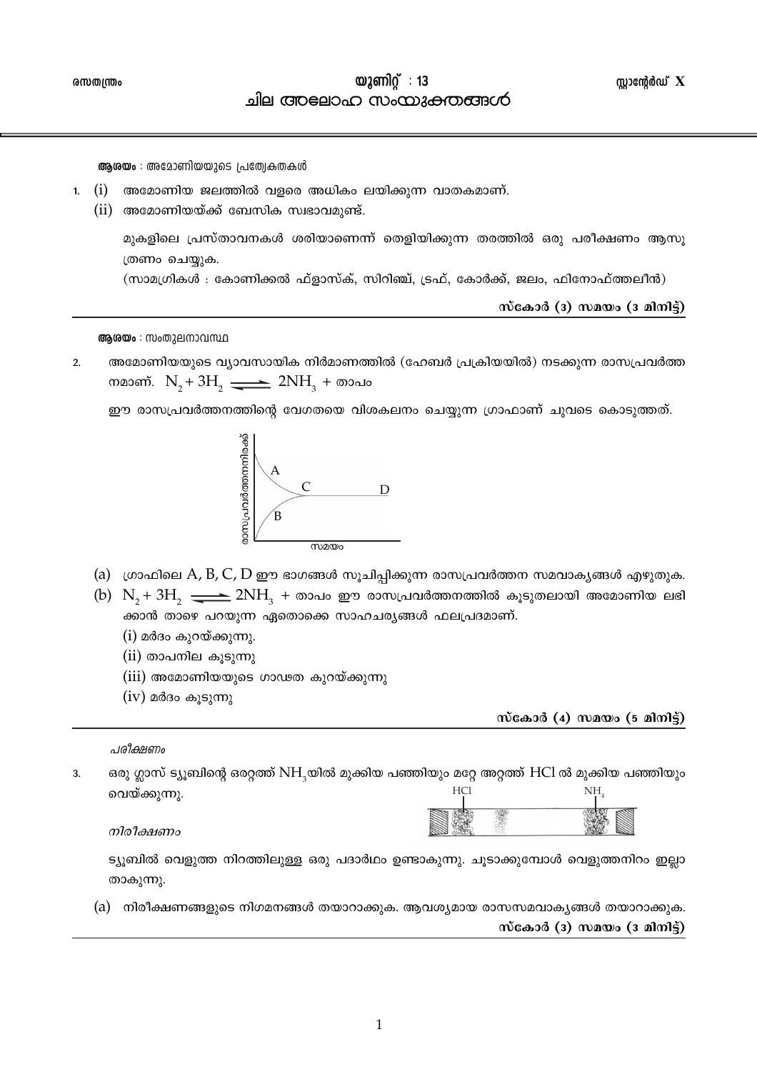രസതന്ത്രം

# യൂണിറ്റ് : 13
# ചില അലോഹ സംയുക്തങ്ങൾ

സ്റ്റാന്റേർഡ് X

**ആശയം** : അമോണിയയുടെ പ്രത്യേകതകൾ

1. (i) അമോണിയ ജലത്തിൽ വളരെ അധികം ലയിക്കുന്ന വാതകമാണ്.
   (ii) അമോണിയയ്ക്ക് ബേസിക സ്വഭാവമുണ്ട്.

   മുകളിലെ പ്രസ്താവനകൾ ശരിയാണെന്ന് തെളിയിക്കുന്ന തരത്തിൽ ഒരു പരീക്ഷണം ആസൂത്രണം ചെയ്യുക.
   (സാമഗ്രികൾ : കോണിക്കൽ ഫ്ളാസ്ക്, സിറിഞ്ച്, ട്രഫ്, കോർക്ക്, ജലം, ഫിനോഫ്‌ത്തലീൻ)

**സ്കോർ (3) സമയം (3 മിനിട്ട്)**

---

**ആശയം** : സംതുലനാവസ്ഥ

2. അമോണിയയുടെ വ്യാവസായിക നിർമാണത്തിൽ (ഹേബർ പ്രക്രിയയിൽ) നടക്കുന്ന രാസപ്രവർത്തനമാണ്. $N_2 + 3H_2 \rightleftharpoons 2NH_3$ + താപം

   ഈ രാസപ്രവർത്തനത്തിന്റെ വേഗതയെ വിശകലനം ചെയ്യുന്ന ഗ്രാഫാണ് ചുവടെ കൊടുത്തത്.

   (ഗ്രാഫ്: ലംബ അക്ഷം – രാസപ്രവർത്തനനിരക്ക്; തിരശ്ചീന അക്ഷം – സമയം; A, B, C, D)

   (a) ഗ്രാഫിലെ A, B, C, D ഈ ഭാഗങ്ങൾ സൂചിപ്പിക്കുന്ന രാസപ്രവർത്തന സമവാക്യങ്ങൾ എഴുതുക.
   (b) $N_2 + 3H_2 \rightleftharpoons 2NH_3$ + താപം ഈ രാസപ്രവർത്തനത്തിൽ കൂടുതലായി അമോണിയ ലഭിക്കാൻ താഴെ പറയുന്ന ഏതൊക്കെ സാഹചര്യങ്ങൾ ഫലപ്രദമാണ്.
      (i) മർദം കുറയ്ക്കുന്നു.
      (ii) താപനില കൂടുന്നു
      (iii) അമോണിയയുടെ ഗാഢത കുറയ്ക്കുന്നു
      (iv) മർദം കൂടുന്നു

**സ്കോർ (4) സമയം (5 മിനിട്ട്)**

---

*പരീക്ഷണം*

3. ഒരു ഗ്ലാസ് ട്യൂബിന്റെ ഒരറ്റത്ത് $NH_3$യിൽ മുക്കിയ പഞ്ഞിയും മറ്റേ അറ്റത്ത് HCl ൽ മുക്കിയ പഞ്ഞിയും വെയ്ക്കുന്നു.

   (ചിത്രം: HCl, $NH_4$)

   *നിരീക്ഷണം*

   ട്യൂബിൽ വെളുത്ത നിറത്തിലുള്ള ഒരു പദാർഥം ഉണ്ടാകുന്നു. ചൂടാക്കുമ്പോൾ വെളുത്തനിറം ഇല്ലാതാകുന്നു.

   (a) നിരീക്ഷണങ്ങളുടെ നിഗമനങ്ങൾ തയാറാക്കുക. ആവശ്യമായ രാസസമവാക്യങ്ങൾ തയാറാക്കുക.

**സ്കോർ (3) സമയം (3 മിനിട്ട്)**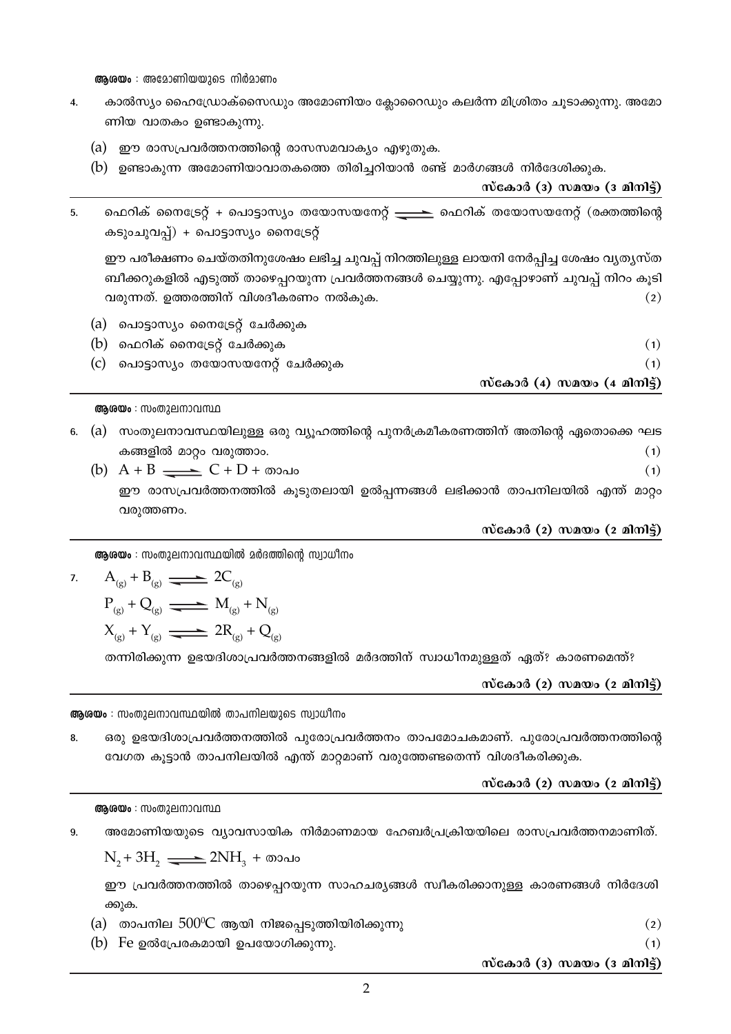**ആശയം** : അമോണിയയുടെ നിർമാണം

4. കാൽസ്യം ഹൈഡ്രോക്സൈഡും അമോണിയം ക്ലോറൈഡും കലർന്ന മിശ്രിതം ചൂടാക്കുന്നു. അമോണിയ വാതകം ഉണ്ടാകുന്നു.

   (a) ഈ രാസപ്രവർത്തനത്തിന്റെ രാസസമവാക്യം എഴുതുക.

   (b) ഉണ്ടാകുന്ന അമോണിയാവാതകത്തെ തിരിച്ചറിയാൻ രണ്ട് മാർഗങ്ങൾ നിർദേശിക്കുക.

**സ്കോർ (3) സമയം (3 മിനിട്ട്)**

---

5. ഫെറിക് നൈട്രേറ്റ് + പൊട്ടാസ്യം തയോസയനേറ്റ് $\rightleftharpoons$ ഫെറിക് തയോസയനേറ്റ് (രക്തത്തിന്റെ കടുംചുവപ്പ്) + പൊട്ടാസ്യം നൈട്രേറ്റ്

   ഈ പരീക്ഷണം ചെയ്തതിനുശേഷം ലഭിച്ച ചുവപ്പ് നിറത്തിലുള്ള ലായനി നേർപ്പിച്ച ശേഷം വ്യത്യസ്ത ബീക്കറുകളിൽ എടുത്ത് താഴെപ്പറയുന്ന പ്രവർത്തനങ്ങൾ ചെയ്യുന്നു. എപ്പോഴാണ് ചുവപ്പ് നിറം കൂടി വരുന്നത്. ഉത്തരത്തിന് വിശദീകരണം നൽകുക. (2)

   (a) പൊട്ടാസ്യം നൈട്രേറ്റ് ചേർക്കുക

   (b) ഫെറിക് നൈട്രേറ്റ് ചേർക്കുക (1)

   (c) പൊട്ടാസ്യം തയോസയനേറ്റ് ചേർക്കുക (1)

**സ്കോർ (4) സമയം (4 മിനിട്ട്)**

---

**ആശയം** : സംതുലനാവസ്ഥ

6. (a) സംതുലനാവസ്ഥയിലുള്ള ഒരു വ്യൂഹത്തിന്റെ പുനർക്രമീകരണത്തിന് അതിന്റെ ഏതൊക്കെ ഘടകങ്ങളിൽ മാറ്റം വരുത്താം. (1)

   (b) $A + B \rightleftharpoons C + D$ + താപം (1)

   ഈ രാസപ്രവർത്തനത്തിൽ കൂടുതലായി ഉൽപ്പന്നങ്ങൾ ലഭിക്കാൻ താപനിലയിൽ എന്ത് മാറ്റം വരുത്തണം.

**സ്കോർ (2) സമയം (2 മിനിട്ട്)**

---

**ആശയം** : സംതുലനാവസ്ഥയിൽ മർദത്തിന്റെ സ്വാധീനം

7. $A_{(g)} + B_{(g)} \rightleftharpoons 2C_{(g)}$

   $P_{(g)} + Q_{(g)} \rightleftharpoons M_{(g)} + N_{(g)}$

   $X_{(g)} + Y_{(g)} \rightleftharpoons 2R_{(g)} + Q_{(g)}$

   തന്നിരിക്കുന്ന ഉഭയദിശാപ്രവർത്തനങ്ങളിൽ മർദത്തിന് സ്വാധീനമുള്ളത് ഏത്? കാരണമെന്ത്?

**സ്കോർ (2) സമയം (2 മിനിട്ട്)**

---

**ആശയം** : സംതുലനാവസ്ഥയിൽ താപനിലയുടെ സ്വാധീനം

8. ഒരു ഉഭയദിശാപ്രവർത്തനത്തിൽ പുരോപ്രവർത്തനം താപമോചകമാണ്. പുരോപ്രവർത്തനത്തിന്റെ വേഗത കൂട്ടാൻ താപനിലയിൽ എന്ത് മാറ്റമാണ് വരുത്തേണ്ടതെന്ന് വിശദീകരിക്കുക.

**സ്കോർ (2) സമയം (2 മിനിട്ട്)**

---

**ആശയം** : സംതുലനാവസ്ഥ

9. അമോണിയയുടെ വ്യാവസായിക നിർമാണമായ ഹേബർപ്രക്രിയയിലെ രാസപ്രവർത്തനമാണിത്.

   $N_2 + 3H_2 \rightleftharpoons 2NH_3$ + താപം

   ഈ പ്രവർത്തനത്തിൽ താഴെപ്പറയുന്ന സാഹചര്യങ്ങൾ സ്വീകരിക്കാനുള്ള കാരണങ്ങൾ നിർദേശിക്കുക.

   (a) താപനില $500^0C$ ആയി നിജപ്പെടുത്തിയിരിക്കുന്നു (2)

   (b) Fe ഉൽപ്രേരകമായി ഉപയോഗിക്കുന്നു. (1)

**സ്കോർ (3) സമയം (3 മിനിട്ട്)**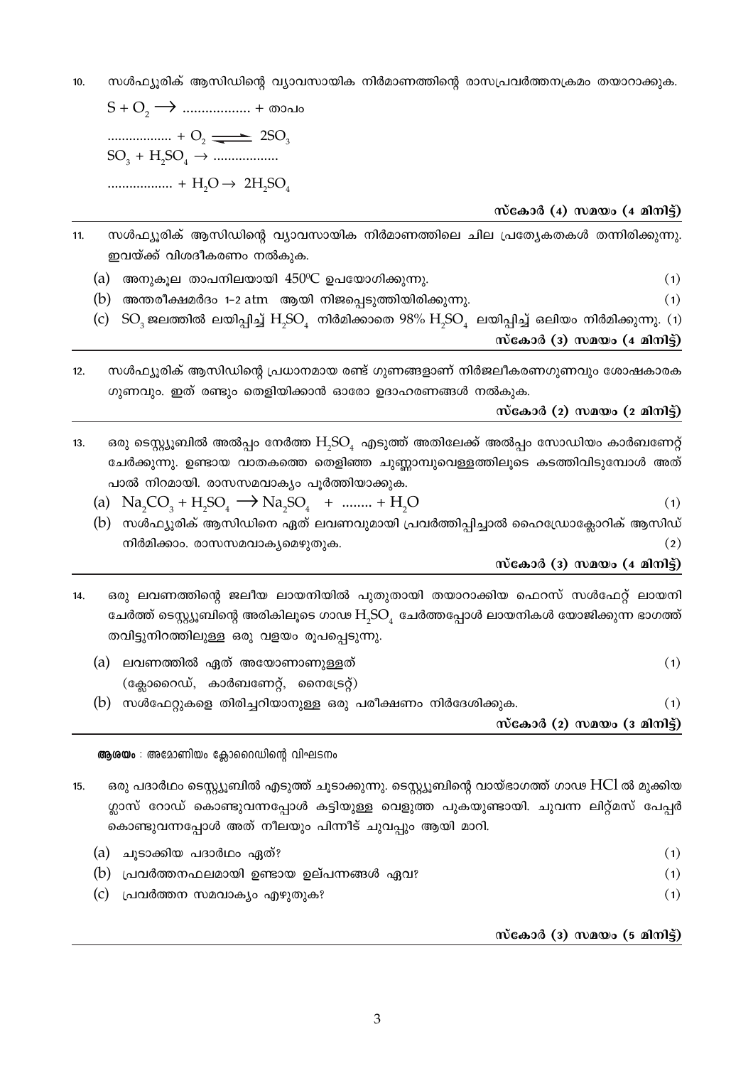10. സൾഫ്യൂരിക് ആസിഡിന്റെ വ്യാവസായിക നിർമാണത്തിന്റെ രാസപ്രവർത്തനക്രമം തയാറാക്കുക.

$S + O_2 \longrightarrow$ .................. + താപം

.................. $+ O_2 \rightleftharpoons 2SO_3$

$SO_3 + H_2SO_4 \rightarrow$ ..................

.................. $+ H_2O \rightarrow 2H_2SO_4$

**സ്കോർ (4) സമയം (4 മിനിട്ട്)**

---

11. സൾഫ്യൂരിക് ആസിഡിന്റെ വ്യാവസായിക നിർമാണത്തിലെ ചില പ്രത്യേകതകൾ തന്നിരിക്കുന്നു. ഇവയ്ക്ക് വിശദീകരണം നൽകുക.

(a) അനുകൂല താപനിലയായി $450^0C$ ഉപയോഗിക്കുന്നു. (1)

(b) അന്തരീക്ഷമർദ്ദം 1-2 atm ആയി നിജപ്പെടുത്തിയിരിക്കുന്നു. (1)

(c) $SO_3$ ജലത്തിൽ ലയിപ്പിച്ച് $H_2SO_4$ നിർമിക്കാതെ 98% $H_2SO_4$ ലയിപ്പിച്ച് ഒലിയം നിർമിക്കുന്നു. (1)

**സ്കോർ (3) സമയം (4 മിനിട്ട്)**

---

12. സൾഫ്യൂരിക് ആസിഡിന്റെ പ്രധാനമായ രണ്ട് ഗുണങ്ങളാണ് നിർജലീകരണഗുണവും ശോഷകാരക ഗുണവും. ഇത് രണ്ടും തെളിയിക്കാൻ ഓരോ ഉദാഹരണങ്ങൾ നൽകുക.

**സ്കോർ (2) സമയം (2 മിനിട്ട്)**

---

13. ഒരു ടെസ്റ്റ്യൂബിൽ അൽപ്പം നേർത്ത $H_2SO_4$ എടുത്ത് അതിലേക്ക് അൽപ്പം സോഡിയം കാർബണേറ്റ് ചേർക്കുന്നു. ഉണ്ടായ വാതകത്തെ തെളിഞ്ഞ ചുണ്ണാമ്പുവെള്ളത്തിലൂടെ കടത്തിവിടുമ്പോൾ അത് പാൽ നിറമായി. രാസസമവാക്യം പൂർത്തിയാക്കുക.

(a) $Na_2CO_3 + H_2SO_4 \longrightarrow Na_2SO_4$ + ........ $+ H_2O$ (1)

(b) സൾഫ്യൂരിക് ആസിഡിനെ ഏത് ലവണവുമായി പ്രവർത്തിപ്പിച്ചാൽ ഹൈഡ്രോക്ലോറിക് ആസിഡ് നിർമിക്കാം. രാസസമവാക്യമെഴുതുക. (2)

**സ്കോർ (3) സമയം (4 മിനിട്ട്)**

---

14. ഒരു ലവണത്തിന്റെ ജലീയ ലായനിയിൽ പുതുതായി തയാറാക്കിയ ഫെറസ് സൾഫേറ്റ് ലായനി ചേർത്ത് ടെസ്റ്റ്യൂബിന്റെ അരികിലൂടെ ഗാഢ $H_2SO_4$ ചേർത്തപ്പോൾ ലായനികൾ യോജിക്കുന്ന ഭാഗത്ത് തവിട്ടുനിറത്തിലുള്ള ഒരു വളയം രൂപപ്പെടുന്നു.

(a) ലവണത്തിൽ ഏത് അയോണാണുള്ളത് (1)
(ക്ലോറൈഡ്, കാർബണേറ്റ്, നൈട്രേറ്റ്)

(b) സൾഫേറ്റുകളെ തിരിച്ചറിയാനുള്ള ഒരു പരീക്ഷണം നിർദേശിക്കുക. (1)

**സ്കോർ (2) സമയം (3 മിനിട്ട്)**

---

**ആശയം** : അമോണിയം ക്ലോറൈഡിന്റെ വിഘടനം

15. ഒരു പദാർഥം ടെസ്റ്റ്യൂബിൽ എടുത്ത് ചൂടാക്കുന്നു. ടെസ്റ്റ്യൂബിന്റെ വായ്ഭാഗത്ത് ഗാഢ HCl ൽ മുക്കിയ ഗ്ലാസ് റോഡ് കൊണ്ടുവന്നപ്പോൾ കട്ടിയുള്ള വെളുത്ത പുകയുണ്ടായി. ചുവന്ന ലിറ്റ്മസ് പേപ്പർ കൊണ്ടുവന്നപ്പോൾ അത് നീലയും പിന്നീട് ചുവപ്പും ആയി മാറി.

(a) ചൂടാക്കിയ പദാർഥം ഏത്? (1)

(b) പ്രവർത്തനഫലമായി ഉണ്ടായ ഉല്പന്നങ്ങൾ ഏവ? (1)

(c) പ്രവർത്തന സമവാക്യം എഴുതുക? (1)

**സ്കോർ (3) സമയം (5 മിനിട്ട്)**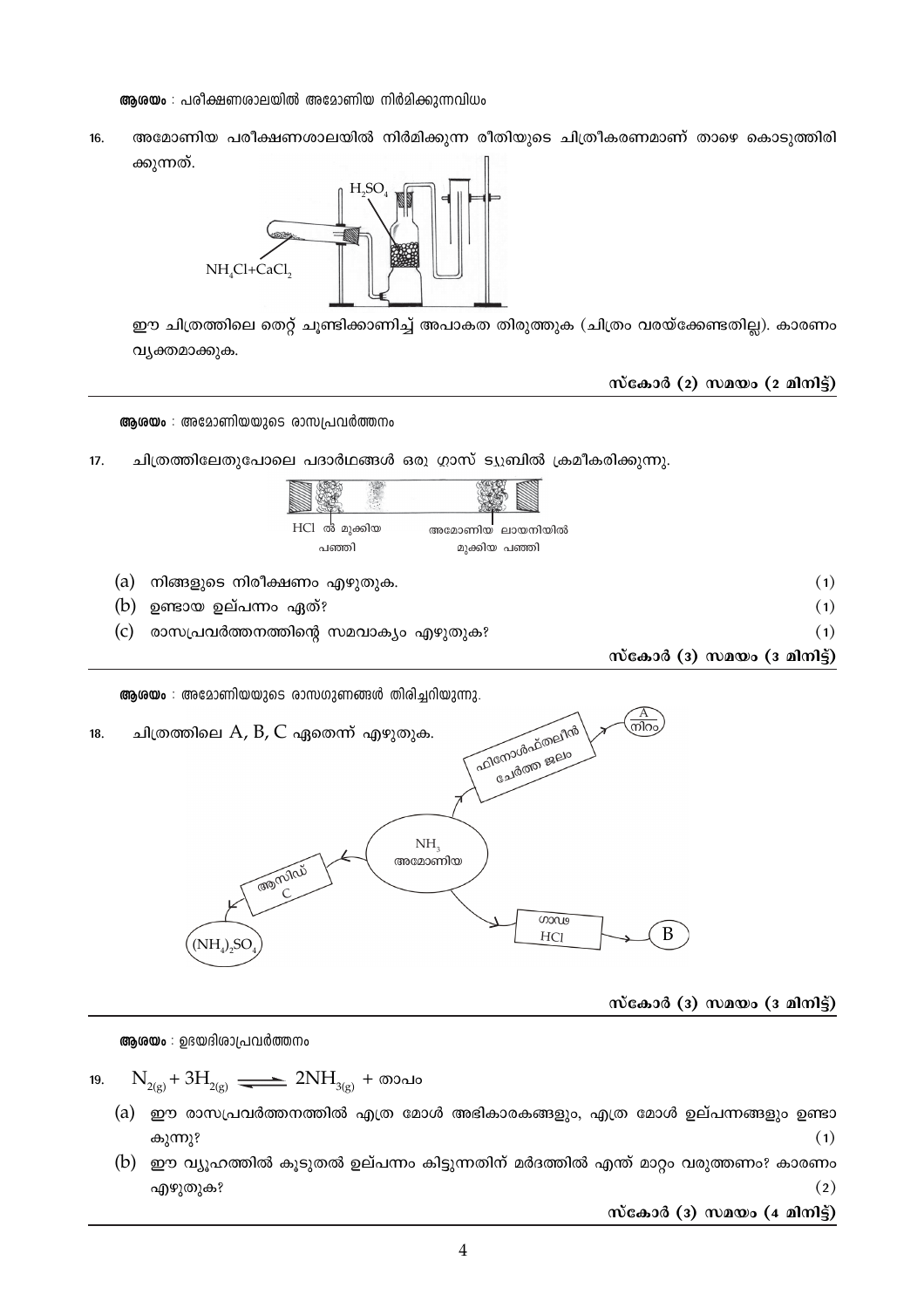**ആശയം** : പരീക്ഷണശാലയിൽ അമോണിയ നിർമിക്കുന്നവിധം

16. അമോണിയ പരീക്ഷണശാലയിൽ നിർമിക്കുന്ന രീതിയുടെ ചിത്രീകരണമാണ് താഴെ കൊടുത്തിരിക്കുന്നത്.

$H_2SO_4$

$NH_4Cl+CaCl_2$

ഈ ചിത്രത്തിലെ തെറ്റ് ചൂണ്ടിക്കാണിച്ച് അപാകത തിരുത്തുക (ചിത്രം വരയ്ക്കേണ്ടതില്ല). കാരണം വ്യക്തമാക്കുക.

**സ്കോർ (2) സമയം (2 മിനിട്ട്)**

---

**ആശയം** : അമോണിയയുടെ രാസപ്രവർത്തനം

17. ചിത്രത്തിലേതുപോലെ പദാർഥങ്ങൾ ഒരു ഗ്ലാസ് ട്യൂബിൽ ക്രമീകരിക്കുന്നു.

HCl ൽ മുക്കിയ പഞ്ഞി &nbsp;&nbsp;&nbsp; അമോണിയ ലായനിയിൽ മുക്കിയ പഞ്ഞി

(a) നിങ്ങളുടെ നിരീക്ഷണം എഴുതുക. (1)

(b) ഉണ്ടായ ഉല്പന്നം ഏത്? (1)

(c) രാസപ്രവർത്തനത്തിന്റെ സമവാക്യം എഴുതുക? (1)

**സ്കോർ (3) സമയം (3 മിനിട്ട്)**

---

**ആശയം** : അമോണിയയുടെ രാസഗുണങ്ങൾ തിരിച്ചറിയുന്നു.

18. ചിത്രത്തിലെ A, B, C ഏതെന്ന് എഴുതുക.

$NH_3$ അമോണിയ → ഫിനോൾഫ്തലിൻ ചേർത്ത ജലം → A നിറം

$NH_3$ അമോണിയ → ഗാഢ HCl → B

$NH_3$ അമോണിയ → ആസിഡ് C → $(NH_4)_2SO_4$

**സ്കോർ (3) സമയം (3 മിനിട്ട്)**

---

**ആശയം** : ഉഭയദിശാപ്രവർത്തനം

19. $N_{2(g)} + 3H_{2(g)} \rightleftharpoons 2NH_{3(g)}$ + താപം

(a) ഈ രാസപ്രവർത്തനത്തിൽ എത്ര മോൾ അഭികാരകങ്ങളും, എത്ര മോൾ ഉല്പന്നങ്ങളും ഉണ്ടാകുന്നു? (1)

(b) ഈ വ്യൂഹത്തിൽ കൂടുതൽ ഉല്പന്നം കിട്ടുന്നതിന് മർദത്തിൽ എന്ത് മാറ്റം വരുത്തണം? കാരണം എഴുതുക? (2)

**സ്കോർ (3) സമയം (4 മിനിട്ട്)**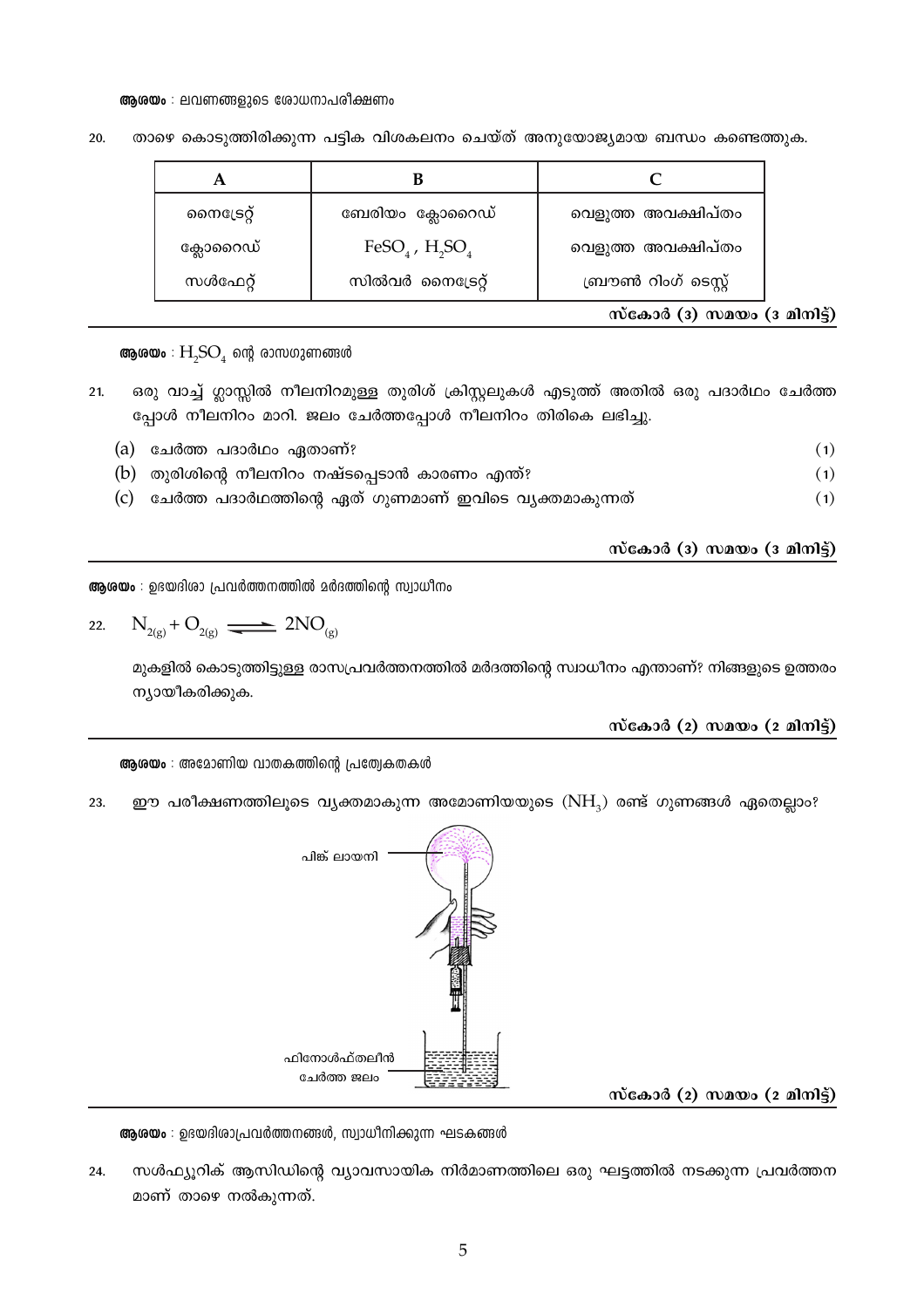**ആശയം** : ലവണങ്ങളുടെ ശോധനാപരീക്ഷണം

20. താഴെ കൊടുത്തിരിക്കുന്ന പട്ടിക വിശകലനം ചെയ്ത് അനുയോജ്യമായ ബന്ധം കണ്ടെത്തുക.

| A | B | C |
|---|---|---|
| നൈട്രേറ്റ് | ബേരിയം ക്ലോറൈഡ് | വെളുത്ത അവക്ഷിപ്തം |
| ക്ലോറൈഡ് | $FeSO_4$ , $H_2SO_4$ | വെളുത്ത അവക്ഷിപ്തം |
| സൾഫേറ്റ് | സിൽവർ നൈട്രേറ്റ് | ബ്രൗൺ റിംഗ് ടെസ്റ്റ് |

**സ്കോർ (3) സമയം (3 മിനിട്ട്)**

---

**ആശയം** : $H_2SO_4$ ന്റെ രാസഗുണങ്ങൾ

21. ഒരു വാച്ച് ഗ്ലാസ്സിൽ നീലനിറമുള്ള തുരിശ് ക്രിസ്റ്റലുകൾ എടുത്ത് അതിൽ ഒരു പദാർഥം ചേർത്തപ്പോൾ നീലനിറം മാറി. ജലം ചേർത്തപ്പോൾ നീലനിറം തിരികെ ലഭിച്ചു.

   (a) ചേർത്ത പദാർഥം ഏതാണ്? (1)

   (b) തുരിശിന്റെ നീലനിറം നഷ്ടപ്പെടാൻ കാരണം എന്ത്? (1)

   (c) ചേർത്ത പദാർഥത്തിന്റെ ഏത് ഗുണമാണ് ഇവിടെ വ്യക്തമാകുന്നത് (1)

**സ്കോർ (3) സമയം (3 മിനിട്ട്)**

---

**ആശയം** : ഉഭയദിശാ പ്രവർത്തനത്തിൽ മർദത്തിന്റെ സ്വാധീനം

22. $N_{2(g)} + O_{2(g)} \rightleftharpoons 2NO_{(g)}$

   മുകളിൽ കൊടുത്തിട്ടുള്ള രാസപ്രവർത്തനത്തിൽ മർദത്തിന്റെ സ്വാധീനം എന്താണ്? നിങ്ങളുടെ ഉത്തരം ന്യായീകരിക്കുക.

**സ്കോർ (2) സമയം (2 മിനിട്ട്)**

---

**ആശയം** : അമോണിയ വാതകത്തിന്റെ പ്രത്യേകതകൾ

23. ഈ പരീക്ഷണത്തിലൂടെ വ്യക്തമാകുന്ന അമോണിയയുടെ ($NH_3$) രണ്ട് ഗുണങ്ങൾ ഏതെല്ലാം?

പിങ്ക് ലായനി

ഫിനോൾഫ്തലീൻ ചേർത്ത ജലം

**സ്കോർ (2) സമയം (2 മിനിട്ട്)**

---

**ആശയം** : ഉഭയദിശാപ്രവർത്തനങ്ങൾ, സ്വാധീനിക്കുന്ന ഘടകങ്ങൾ

24. സൾഫ്യൂറിക് ആസിഡിന്റെ വ്യാവസായിക നിർമാണത്തിലെ ഒരു ഘട്ടത്തിൽ നടക്കുന്ന പ്രവർത്തനമാണ് താഴെ നൽകുന്നത്.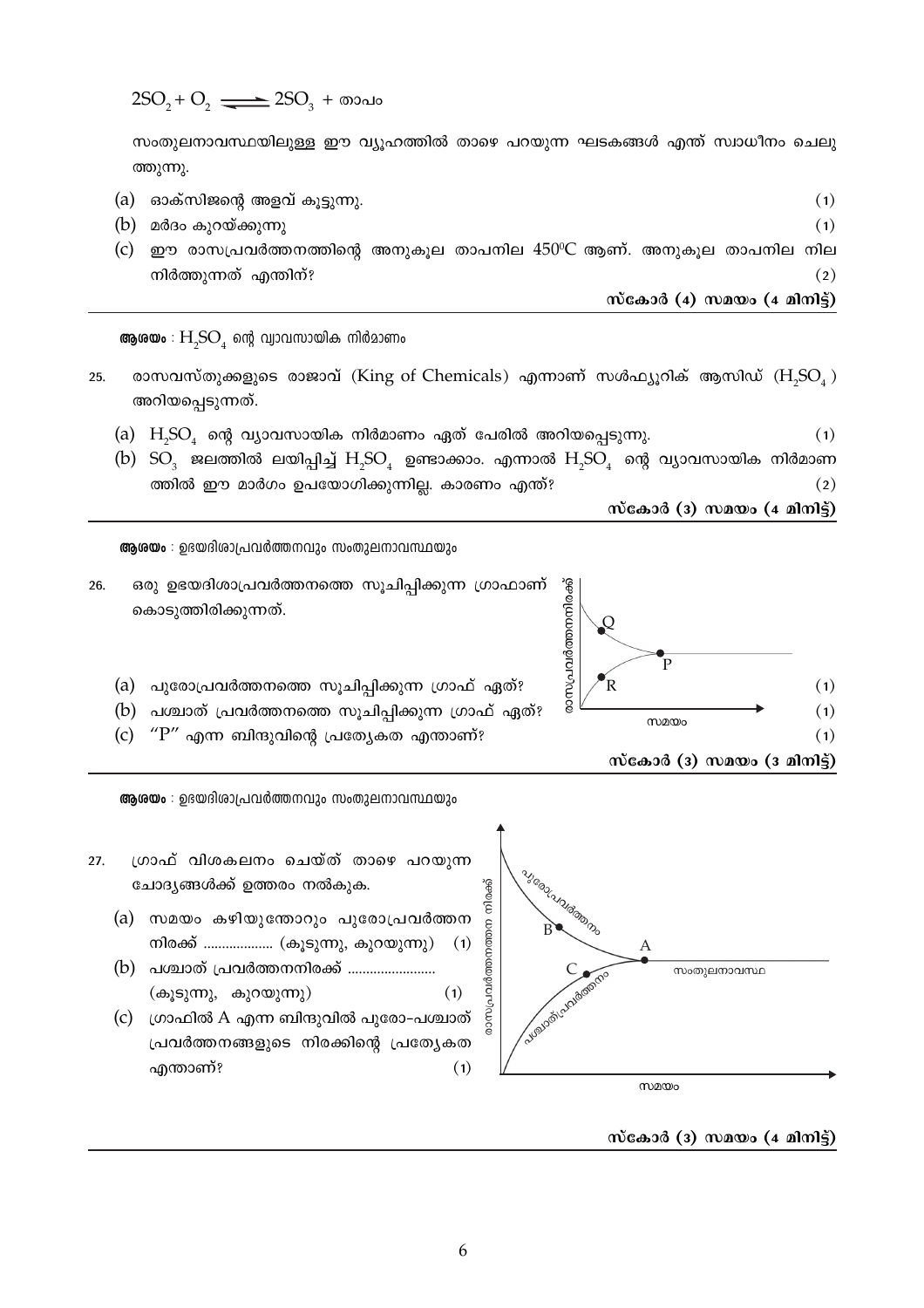$2SO_2 + O_2 \rightleftharpoons 2SO_3$ + താപം

സംതുലനാവസ്ഥയിലുള്ള ഈ വ്യൂഹത്തിൽ താഴെ പറയുന്ന ഘടകങ്ങൾ എന്ത് സ്വാധീനം ചെലുത്തുന്നു.

(a) ഓക്സിജന്റെ അളവ് കൂട്ടുന്നു. (1)

(b) മർദം കുറയ്ക്കുന്നു (1)

(c) ഈ രാസപ്രവർത്തനത്തിന്റെ അനുകൂല താപനില $450^0C$ ആണ്. അനുകൂല താപനില നിലനിർത്തുന്നത് എന്തിന്? (2)

**സ്കോർ (4) സമയം (4 മിനിട്ട്)**

---

**ആശയം** : $H_2SO_4$ ന്റെ വ്യാവസായിക നിർമാണം

25. രാസവസ്തുക്കളുടെ രാജാവ് (King of Chemicals) എന്നാണ് സൾഫ്യൂറിക് ആസിഡ് ($H_2SO_4$) അറിയപ്പെടുന്നത്.

(a) $H_2SO_4$ ന്റെ വ്യാവസായിക നിർമാണം ഏത് പേരിൽ അറിയപ്പെടുന്നു. (1)

(b) $SO_3$ ജലത്തിൽ ലയിപ്പിച്ച് $H_2SO_4$ ഉണ്ടാക്കാം. എന്നാൽ $H_2SO_4$ ന്റെ വ്യാവസായിക നിർമാണത്തിൽ ഈ മാർഗം ഉപയോഗിക്കുന്നില്ല. കാരണം എന്ത്? (2)

**സ്കോർ (3) സമയം (4 മിനിട്ട്)**

---

**ആശയം** : ഉഭയദിശാപ്രവർത്തനവും സംതുലനാവസ്ഥയും

26. ഒരു ഉഭയദിശാപ്രവർത്തനത്തെ സൂചിപ്പിക്കുന്ന ഗ്രാഫാണ് കൊടുത്തിരിക്കുന്നത്.

രാസപ്രവർത്തനനിരക്ക്

Q

P

R

സമയം

(a) പുരോപ്രവർത്തനത്തെ സൂചിപ്പിക്കുന്ന ഗ്രാഫ് ഏത്? (1)

(b) പശ്ചാത് പ്രവർത്തനത്തെ സൂചിപ്പിക്കുന്ന ഗ്രാഫ് ഏത്? (1)

(c) "P" എന്ന ബിന്ദുവിന്റെ പ്രത്യേകത എന്താണ്? (1)

**സ്കോർ (3) സമയം (3 മിനിട്ട്)**

---

**ആശയം** : ഉഭയദിശാപ്രവർത്തനവും സംതുലനാവസ്ഥയും

27. ഗ്രാഫ് വിശകലനം ചെയ്ത് താഴെ പറയുന്ന ചോദ്യങ്ങൾക്ക് ഉത്തരം നൽകുക.

രാസപ്രവർത്തന നിരക്ക്

പുരോപ്രവർത്തനം

B

A

സംതുലനാവസ്ഥ

C

പശ്ചാത്പ്രവർത്തനം

സമയം

(a) സമയം കഴിയുന്തോറും പുരോപ്രവർത്തന നിരക്ക് .................. (കൂടുന്നു, കുറയുന്നു) (1)

(b) പശ്ചാത് പ്രവർത്തനനിരക്ക് ....................... (കൂടുന്നു, കുറയുന്നു) (1)

(c) ഗ്രാഫിൽ A എന്ന ബിന്ദുവിൽ പുരോ-പശ്ചാത് പ്രവർത്തനങ്ങളുടെ നിരക്കിന്റെ പ്രത്യേകത എന്താണ്? (1)

**സ്കോർ (3) സമയം (4 മിനിട്ട്)**